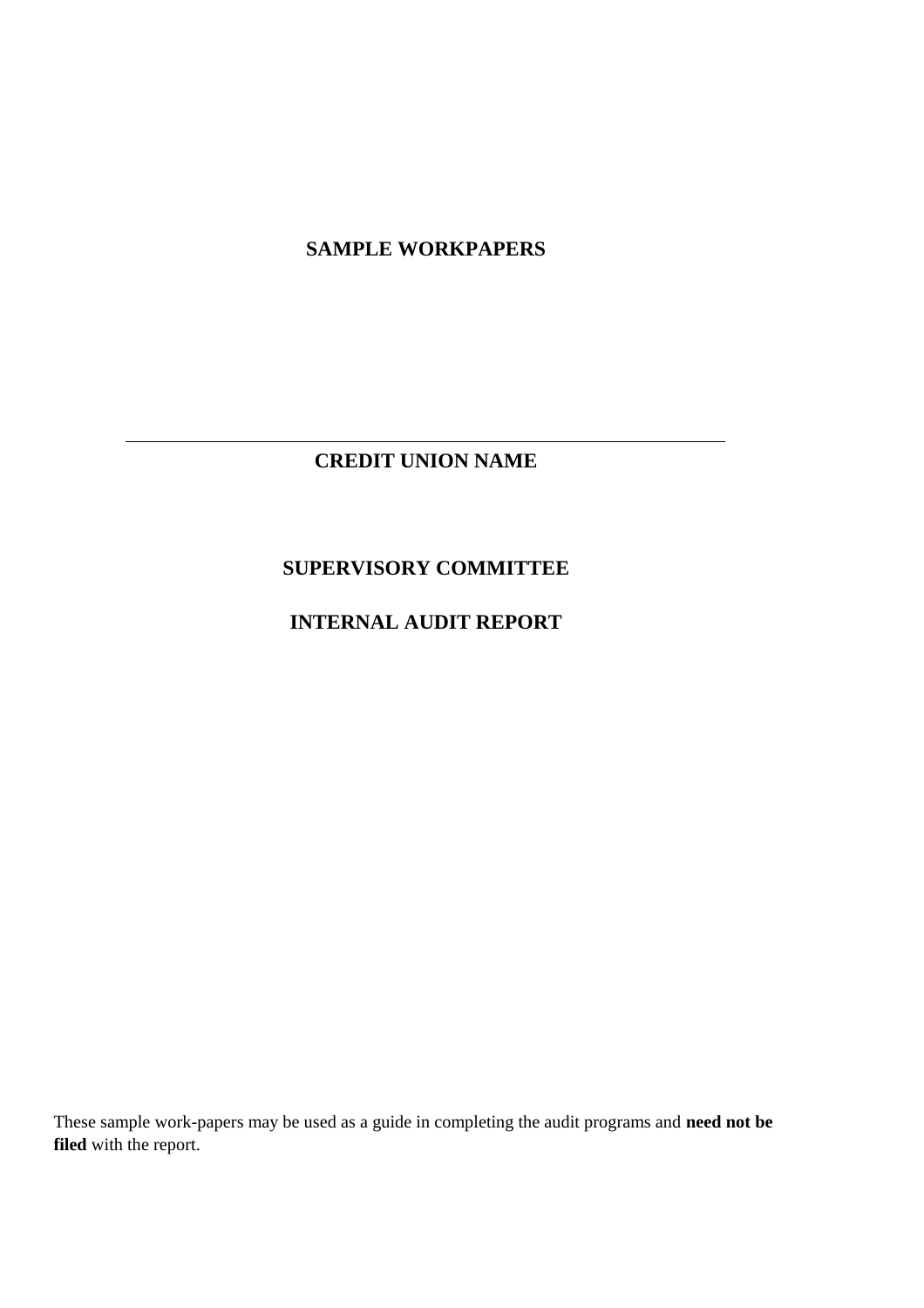# SAMPLE WORKPAPERS

---

## CREDIT UNION NAME

## SUPERVISORY COMMITTEE

## INTERNAL AUDIT REPORT

These sample work-papers may be used as a guide in completing the audit programs and **need not be filed** with the report.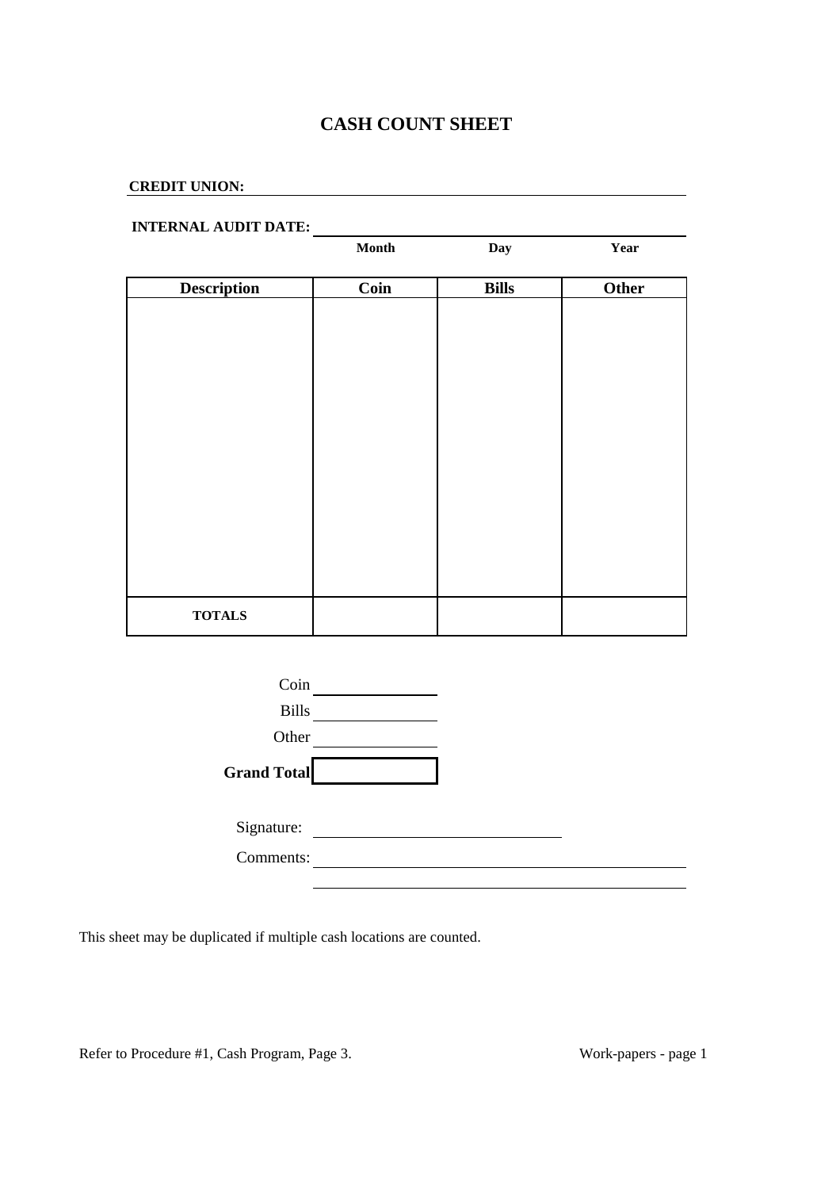# CASH COUNT SHEET

**CREDIT UNION:** ______________________________

**INTERNAL AUDIT DATE:** ______________________________

| Month | Day | Year |
|---|---|---|

| Description | Coin | Bills | Other |
|---|---|---|---|
| | | | |
| **TOTALS** | | | |

Coin ______________

Bills ______________

Other ______________

**Grand Total** ______________

Signature: ______________________________

Comments: ______________________________

______________________________

This sheet may be duplicated if multiple cash locations are counted.

Refer to Procedure #1, Cash Program, Page 3.

Work-papers - page 1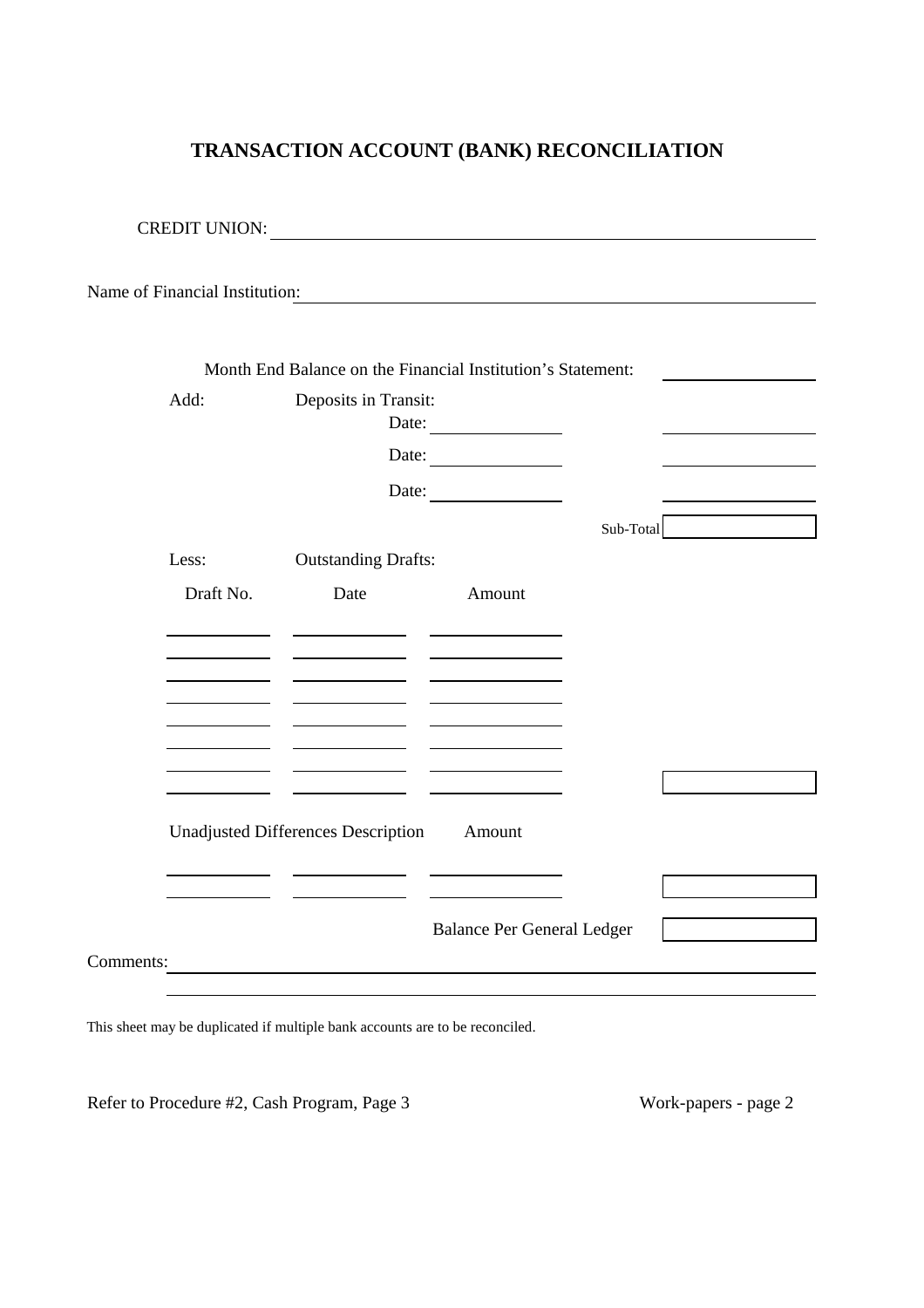# TRANSACTION ACCOUNT (BANK) RECONCILIATION

CREDIT UNION: ____________________________________________

Name of Financial Institution: ____________________________________________

Month End Balance on the Financial Institution's Statement: ______________

**Add:** Deposits in Transit:

Date: ______________ ______________

Date: ______________ ______________

Date: ______________ ______________

Sub-Total [ ______________ ]

**Less:** Outstanding Drafts:

| Draft No. | Date | Amount |
|---|---|---|
| | | |
| | | |
| | | |
| | | |
| | | |
| | | |
| | | |
| | | |

[ ______________ ]

| Unadjusted Differences Description | | Amount |
|---|---|---|
| | | |
| | | |

[ ______________ ]

Balance Per General Ledger [ ______________ ]

Comments: ____________________________________________

____________________________________________

This sheet may be duplicated if multiple bank accounts are to be reconciled.

Refer to Procedure #2, Cash Program, Page 3

Work-papers - page 2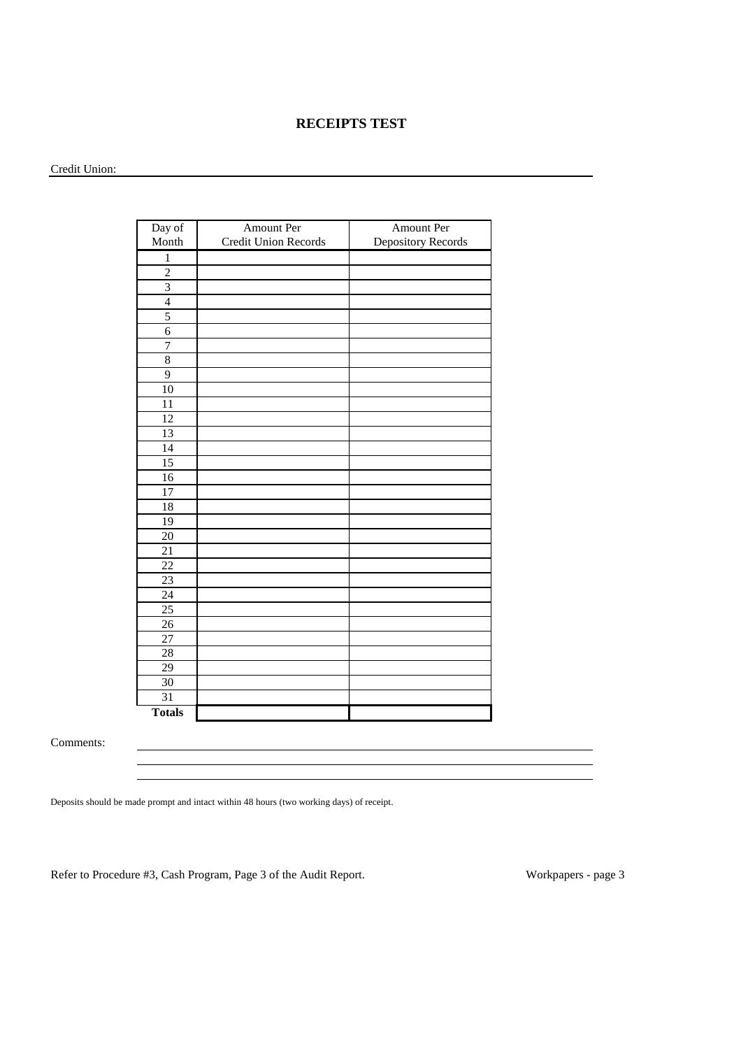## RECEIPTS TEST

Credit Union: ____________________________________________

| Day of Month | Amount Per Credit Union Records | Amount Per Depository Records |
|---|---|---|
| 1 | | |
| 2 | | |
| 3 | | |
| 4 | | |
| 5 | | |
| 6 | | |
| 7 | | |
| 8 | | |
| 9 | | |
| 10 | | |
| 11 | | |
| 12 | | |
| 13 | | |
| 14 | | |
| 15 | | |
| 16 | | |
| 17 | | |
| 18 | | |
| 19 | | |
| 20 | | |
| 21 | | |
| 22 | | |
| 23 | | |
| 24 | | |
| 25 | | |
| 26 | | |
| 27 | | |
| 28 | | |
| 29 | | |
| 30 | | |
| 31 | | |
| **Totals** | | |

Comments: ____________________________________________

____________________________________________

____________________________________________

Deposits should be made prompt and intact within 48 hours (two working days) of receipt.

Refer to Procedure #3, Cash Program, Page 3 of the Audit Report.

Workpapers - page 3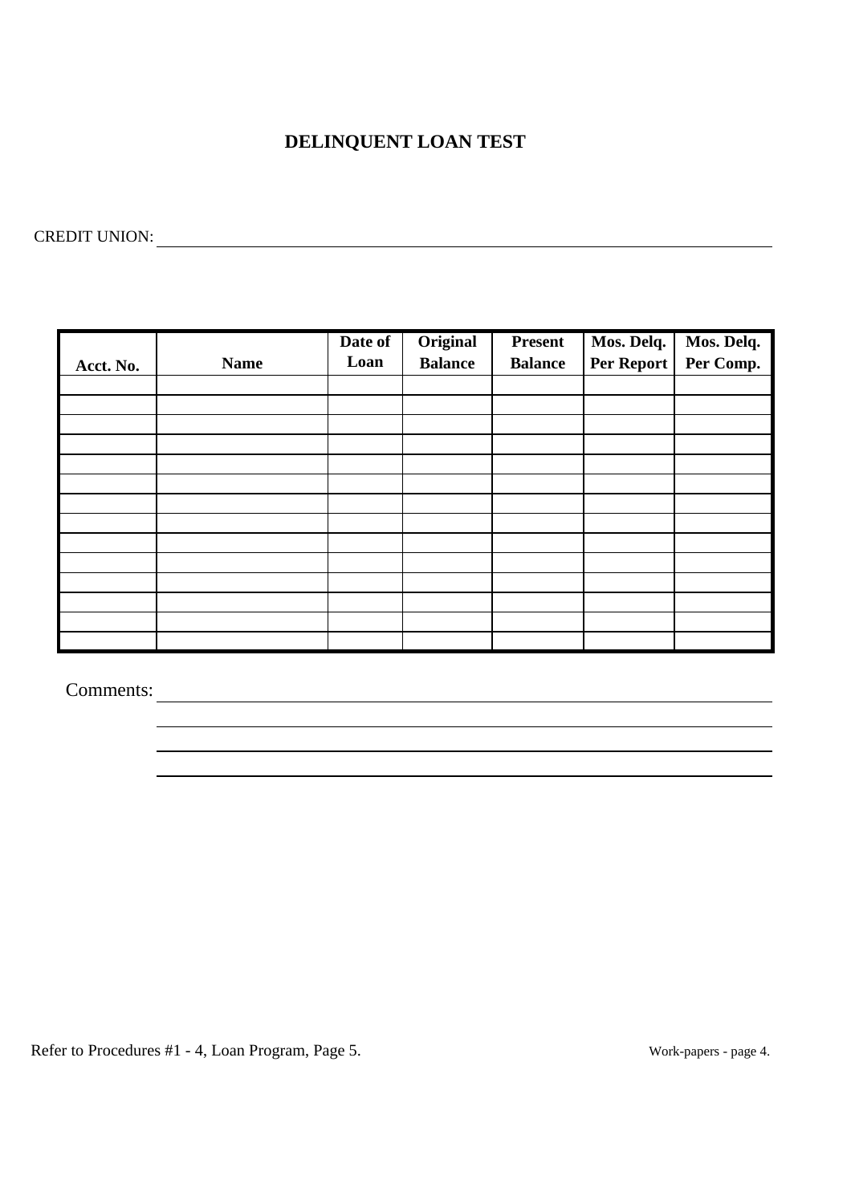# DELINQUENT LOAN TEST

CREDIT UNION: ______________________________________________

| Acct. No. | Name | Date of Loan | Original Balance | Present Balance | Mos. Delq. Per Report | Mos. Delq. Per Comp. |
|---|---|---|---|---|---|---|
| | | | | | | |
| | | | | | | |
| | | | | | | |
| | | | | | | |
| | | | | | | |
| | | | | | | |
| | | | | | | |
| | | | | | | |
| | | | | | | |
| | | | | | | |
| | | | | | | |
| | | | | | | |
| | | | | | | |
| | | | | | | |

Comments: ______________________________________________

______________________________________________

______________________________________________

______________________________________________

Refer to Procedures #1 - 4, Loan Program, Page 5.

Work-papers - page 4.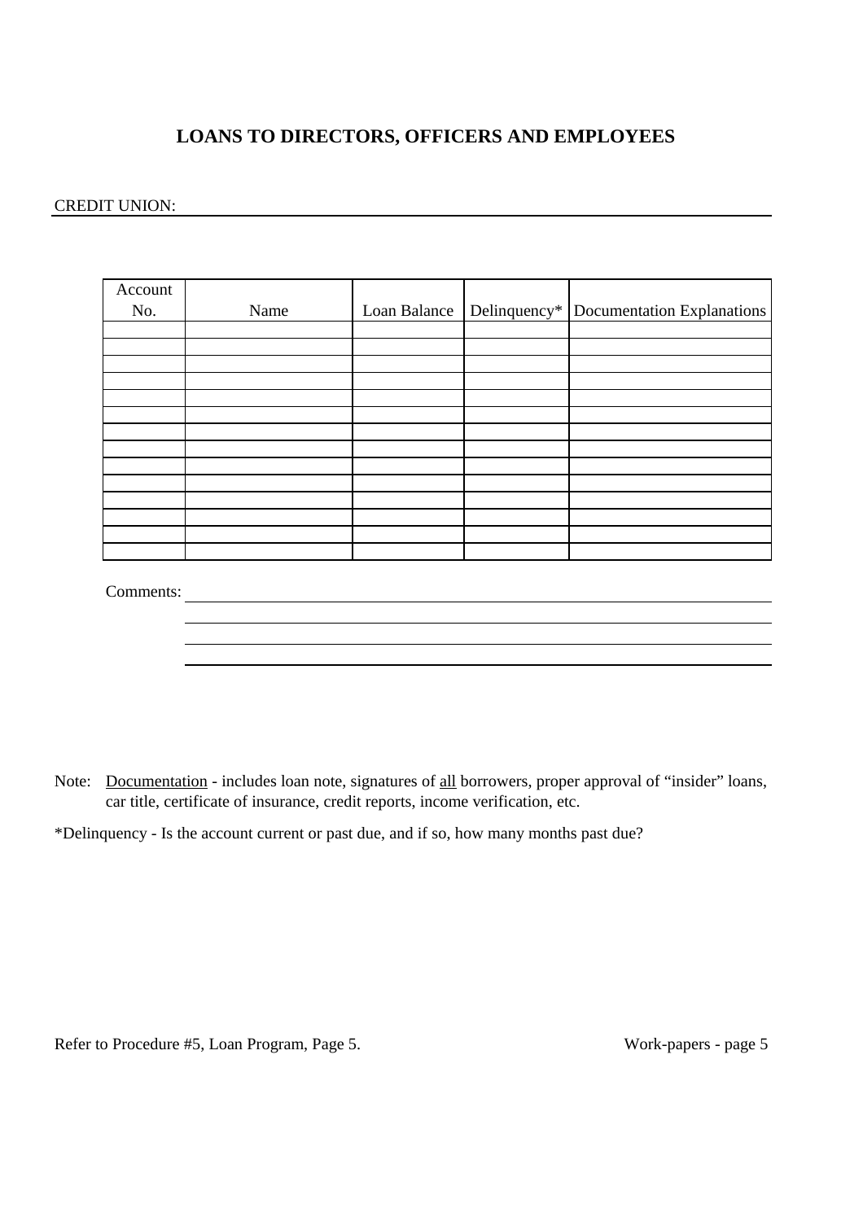# LOANS TO DIRECTORS, OFFICERS AND EMPLOYEES

CREDIT UNION: \_\_\_\_\_\_\_\_\_\_\_\_\_\_\_\_\_\_\_\_\_\_\_\_\_\_\_\_\_\_\_\_\_\_\_\_\_\_\_\_

| Account No. | Name | Loan Balance | Delinquency* | Documentation Explanations |
|---|---|---|---|---|
| | | | | |
| | | | | |
| | | | | |
| | | | | |
| | | | | |
| | | | | |
| | | | | |
| | | | | |
| | | | | |
| | | | | |
| | | | | |
| | | | | |
| | | | | |
| | | | | |

Comments: \_\_\_\_\_\_\_\_\_\_\_\_\_\_\_\_\_\_\_\_\_\_\_\_\_\_\_\_\_\_\_\_\_\_\_\_\_\_\_\_

\_\_\_\_\_\_\_\_\_\_\_\_\_\_\_\_\_\_\_\_\_\_\_\_\_\_\_\_\_\_\_\_\_\_\_\_\_\_\_\_

\_\_\_\_\_\_\_\_\_\_\_\_\_\_\_\_\_\_\_\_\_\_\_\_\_\_\_\_\_\_\_\_\_\_\_\_\_\_\_\_

\_\_\_\_\_\_\_\_\_\_\_\_\_\_\_\_\_\_\_\_\_\_\_\_\_\_\_\_\_\_\_\_\_\_\_\_\_\_\_\_

Note: <u>Documentation</u> - includes loan note, signatures of <u>all</u> borrowers, proper approval of "insider" loans, car title, certificate of insurance, credit reports, income verification, etc.

*Delinquency - Is the account current or past due, and if so, how many months past due?

Refer to Procedure #5, Loan Program, Page 5.

Work-papers - page 5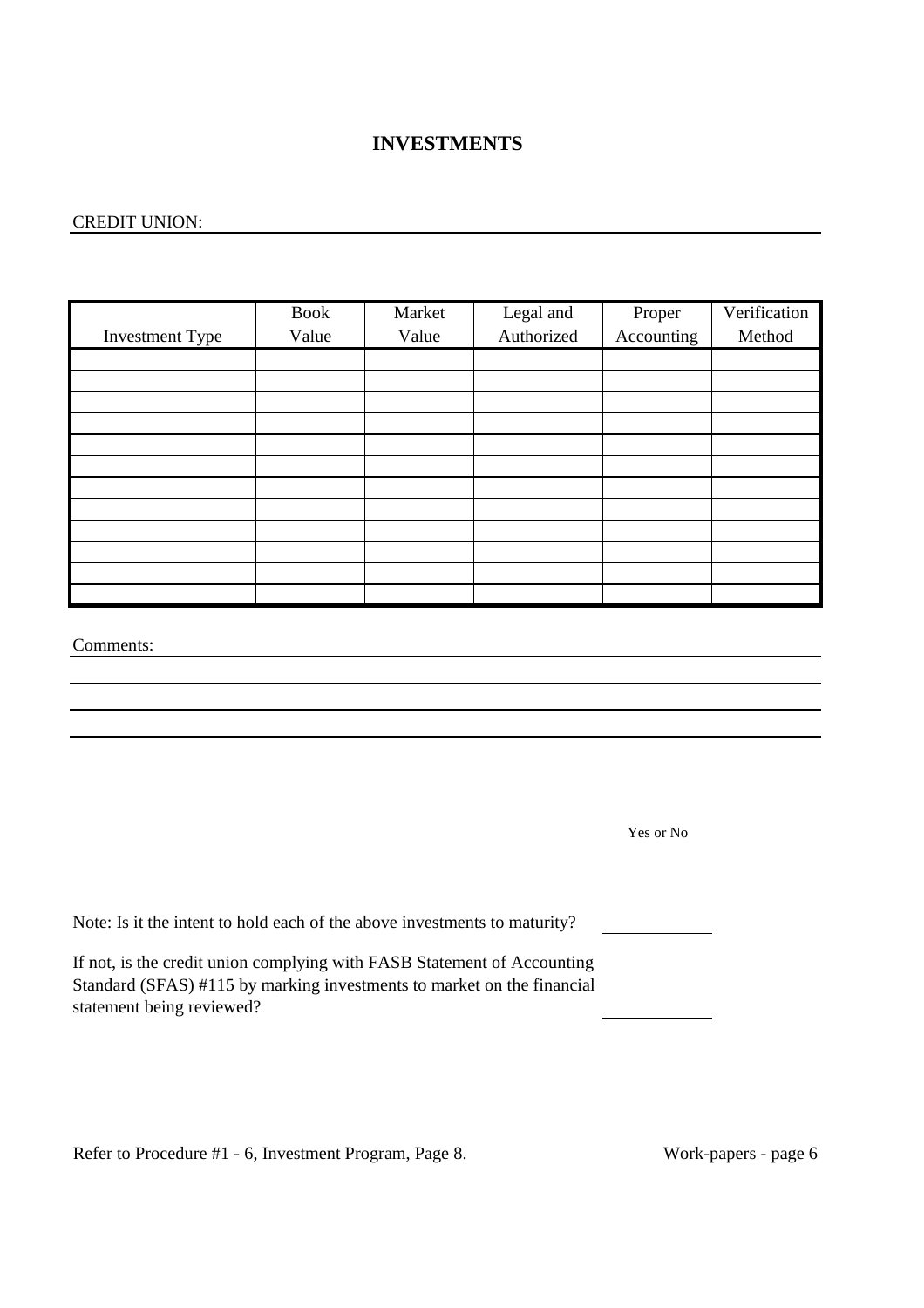# INVESTMENTS

CREDIT UNION: ____________________________________________________________

| Investment Type | Book Value | Market Value | Legal and Authorized | Proper Accounting | Verification Method |
|---|---|---|---|---|---|
| | | | | | |
| | | | | | |
| | | | | | |
| | | | | | |
| | | | | | |
| | | | | | |
| | | | | | |
| | | | | | |
| | | | | | |
| | | | | | |
| | | | | | |
| | | | | | |

Comments: ____________________________________________________________

______________________________________________________________________

______________________________________________________________________

______________________________________________________________________

Yes or No

Note: Is it the intent to hold each of the above investments to maturity? ____________

If not, is the credit union complying with FASB Statement of Accounting Standard (SFAS) #115 by marking investments to market on the financial statement being reviewed? ____________

Refer to Procedure #1 - 6, Investment Program, Page 8.

Work-papers - page 6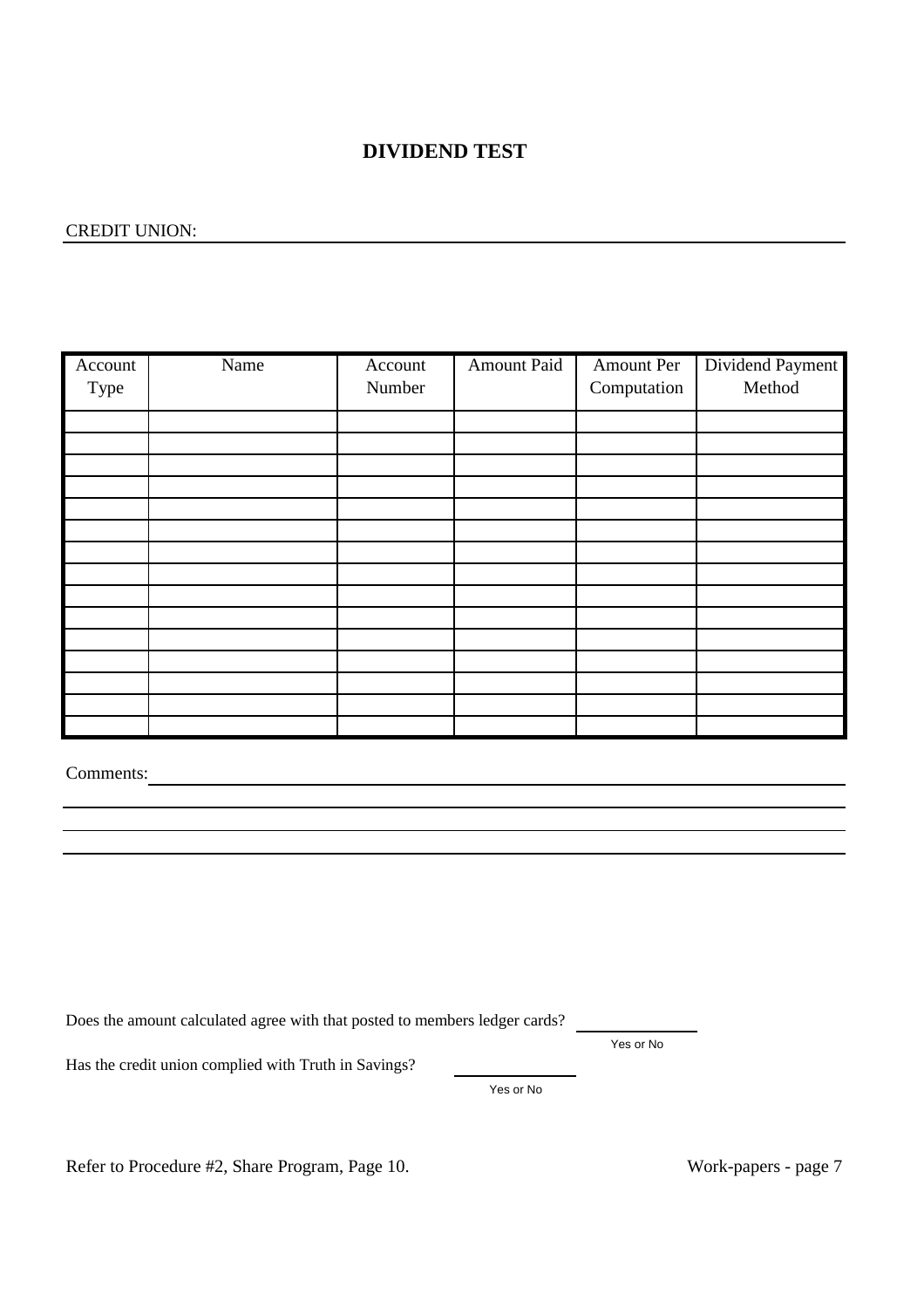# DIVIDEND TEST

CREDIT UNION: ______________________________

| Account Type | Name | Account Number | Amount Paid | Amount Per Computation | Dividend Payment Method |
|---|---|---|---|---|---|
| | | | | | |
| | | | | | |
| | | | | | |
| | | | | | |
| | | | | | |
| | | | | | |
| | | | | | |
| | | | | | |
| | | | | | |
| | | | | | |
| | | | | | |
| | | | | | |
| | | | | | |
| | | | | | |
| | | | | | |

Comments: ______________________________

______________________________

______________________________

______________________________

Does the amount calculated agree with that posted to members ledger cards? ____________
Yes or No

Has the credit union complied with Truth in Savings? ____________
Yes or No

Refer to Procedure #2, Share Program, Page 10.

Work-papers - page 7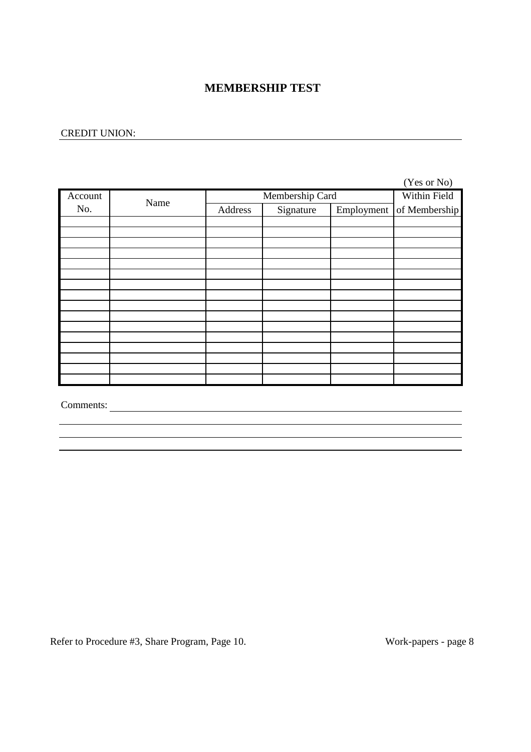# MEMBERSHIP TEST

CREDIT UNION: ____________________________________________

| Account No. | Name | Membership Card | | | (Yes or No) Within Field of Membership |
|---|---|---|---|---|---|
| | | Address | Signature | Employment | |
| | | | | | |
| | | | | | |
| | | | | | |
| | | | | | |
| | | | | | |
| | | | | | |
| | | | | | |
| | | | | | |
| | | | | | |
| | | | | | |
| | | | | | |
| | | | | | |
| | | | | | |
| | | | | | |
| | | | | | |
| | | | | | |

Comments: ____________________________________________

____________________________________________

____________________________________________

____________________________________________

Refer to Procedure #3, Share Program, Page 10.

Work-papers - page 8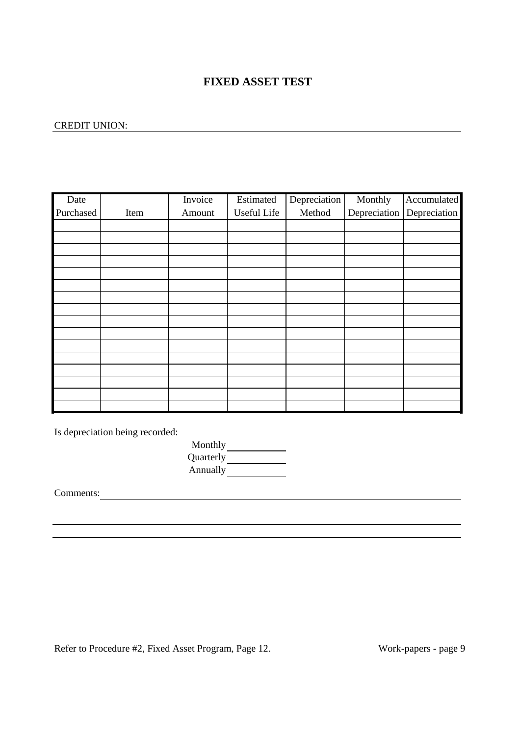# FIXED ASSET TEST

CREDIT UNION: ______________________________________________________________

| Date Purchased | Item | Invoice Amount | Estimated Useful Life | Depreciation Method | Monthly Depreciation | Accumulated Depreciation |
|---|---|---|---|---|---|---|
| | | | | | | |
| | | | | | | |
| | | | | | | |
| | | | | | | |
| | | | | | | |
| | | | | | | |
| | | | | | | |
| | | | | | | |
| | | | | | | |
| | | | | | | |
| | | | | | | |
| | | | | | | |
| | | | | | | |
| | | | | | | |
| | | | | | | |
| | | | | | | |

Is depreciation being recorded:

Monthly ___________
Quarterly ___________
Annually ___________

Comments: ______________________________________________________________

______________________________________________________________

______________________________________________________________

______________________________________________________________

Refer to Procedure #2, Fixed Asset Program, Page 12.

Work-papers - page 9